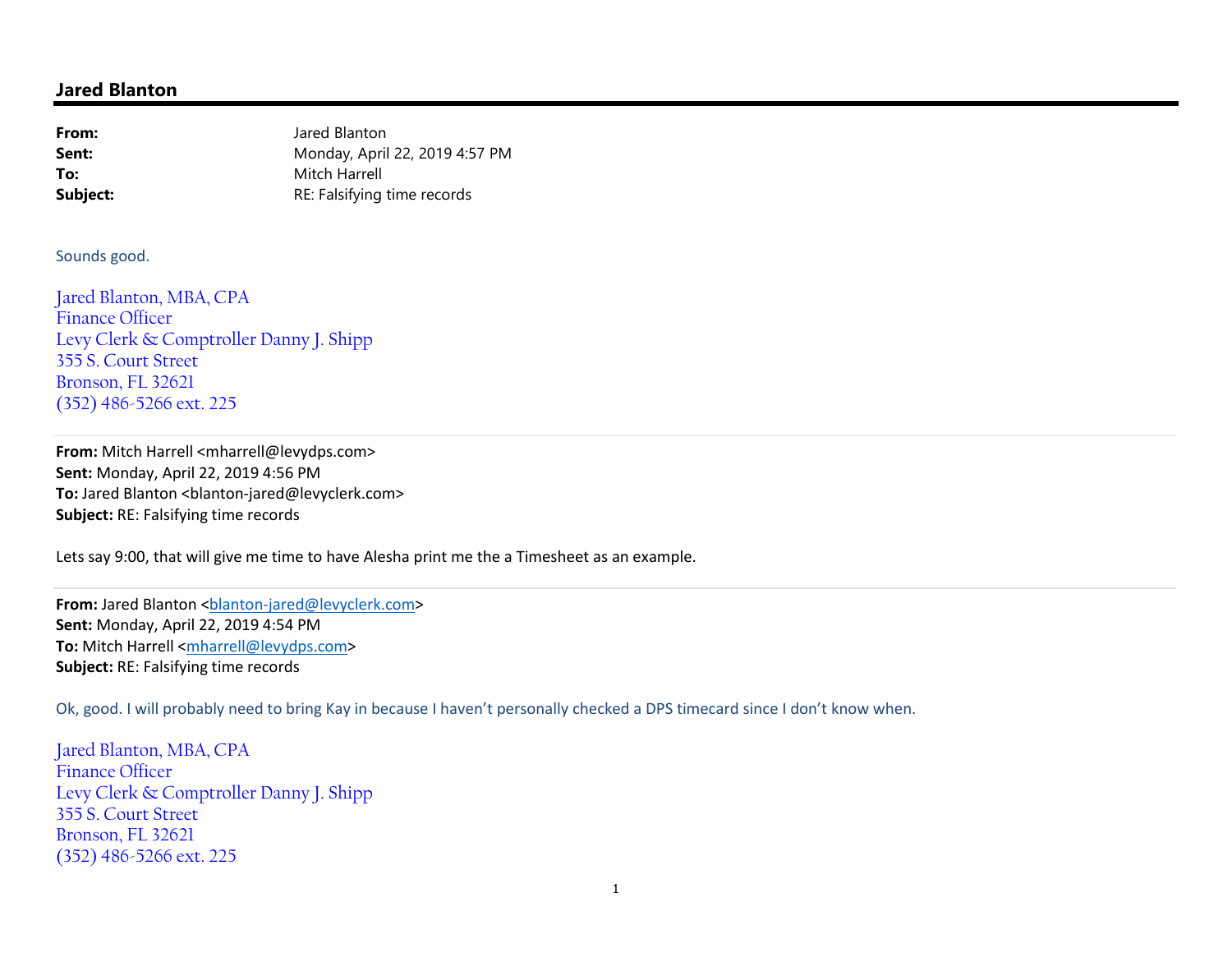## Jared Blanton

| | |
|---|---|
| **From:** | Jared Blanton |
| **Sent:** | Monday, April 22, 2019 4:57 PM |
| **To:** | Mitch Harrell |
| **Subject:** | RE: Falsifying time records |

Sounds good.

Jared Blanton, MBA, CPA
Finance Officer
Levy Clerk & Comptroller Danny J. Shipp
355 S. Court Street
Bronson, FL 32621
(352) 486-5266 ext. 225

---

**From:** Mitch Harrell <mharrell@levydps.com>
**Sent:** Monday, April 22, 2019 4:56 PM
**To:** Jared Blanton <blanton-jared@levyclerk.com>
**Subject:** RE: Falsifying time records

Lets say 9:00, that will give me time to have Alesha print me the a Timesheet as an example.

---

**From:** Jared Blanton <blanton-jared@levyclerk.com>
**Sent:** Monday, April 22, 2019 4:54 PM
**To:** Mitch Harrell <mharrell@levydps.com>
**Subject:** RE: Falsifying time records

Ok, good. I will probably need to bring Kay in because I haven't personally checked a DPS timecard since I don't know when.

Jared Blanton, MBA, CPA
Finance Officer
Levy Clerk & Comptroller Danny J. Shipp
355 S. Court Street
Bronson, FL 32621
(352) 486-5266 ext. 225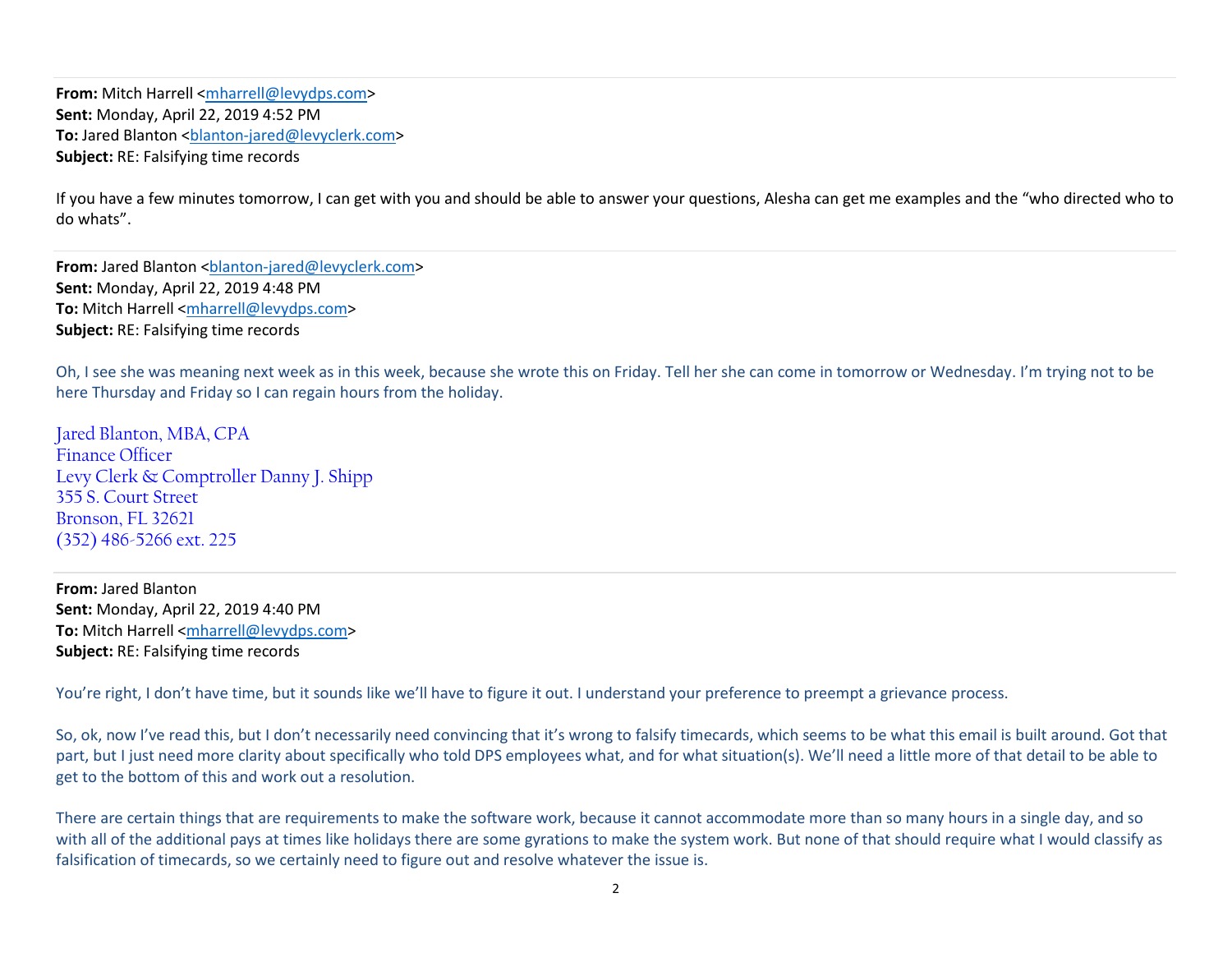**From:** Mitch Harrell <mharrell@levydps.com>
**Sent:** Monday, April 22, 2019 4:52 PM
**To:** Jared Blanton <blanton-jared@levyclerk.com>
**Subject:** RE: Falsifying time records

If you have a few minutes tomorrow, I can get with you and should be able to answer your questions, Alesha can get me examples and the "who directed who to do whats".

---

**From:** Jared Blanton <blanton-jared@levyclerk.com>
**Sent:** Monday, April 22, 2019 4:48 PM
**To:** Mitch Harrell <mharrell@levydps.com>
**Subject:** RE: Falsifying time records

Oh, I see she was meaning next week as in this week, because she wrote this on Friday. Tell her she can come in tomorrow or Wednesday. I'm trying not to be here Thursday and Friday so I can regain hours from the holiday.

Jared Blanton, MBA, CPA
Finance Officer
Levy Clerk & Comptroller Danny J. Shipp
355 S. Court Street
Bronson, FL 32621
(352) 486-5266 ext. 225

---

**From:** Jared Blanton
**Sent:** Monday, April 22, 2019 4:40 PM
**To:** Mitch Harrell <mharrell@levydps.com>
**Subject:** RE: Falsifying time records

You're right, I don't have time, but it sounds like we'll have to figure it out. I understand your preference to preempt a grievance process.

So, ok, now I've read this, but I don't necessarily need convincing that it's wrong to falsify timecards, which seems to be what this email is built around. Got that part, but I just need more clarity about specifically who told DPS employees what, and for what situation(s). We'll need a little more of that detail to be able to get to the bottom of this and work out a resolution.

There are certain things that are requirements to make the software work, because it cannot accommodate more than so many hours in a single day, and so with all of the additional pays at times like holidays there are some gyrations to make the system work. But none of that should require what I would classify as falsification of timecards, so we certainly need to figure out and resolve whatever the issue is.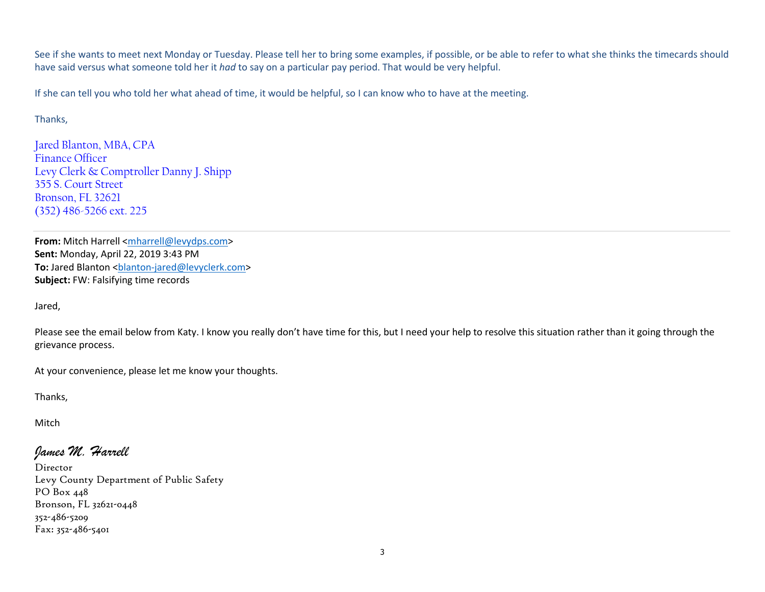See if she wants to meet next Monday or Tuesday. Please tell her to bring some examples, if possible, or be able to refer to what she thinks the timecards should have said versus what someone told her it *had* to say on a particular pay period. That would be very helpful.

If she can tell you who told her what ahead of time, it would be helpful, so I can know who to have at the meeting.

Thanks,

Jared Blanton, MBA, CPA
Finance Officer
Levy Clerk & Comptroller Danny J. Shipp
355 S. Court Street
Bronson, FL 32621
(352) 486-5266 ext. 225

---

**From:** Mitch Harrell <mharrell@levydps.com>
**Sent:** Monday, April 22, 2019 3:43 PM
**To:** Jared Blanton <blanton-jared@levyclerk.com>
**Subject:** FW: Falsifying time records

Jared,

Please see the email below from Katy. I know you really don't have time for this, but I need your help to resolve this situation rather than it going through the grievance process.

At your convenience, please let me know your thoughts.

Thanks,

Mitch

*James M. Harrell*
Director
Levy County Department of Public Safety
PO Box 448
Bronson, FL 32621-0448
352-486-5209
Fax: 352-486-5401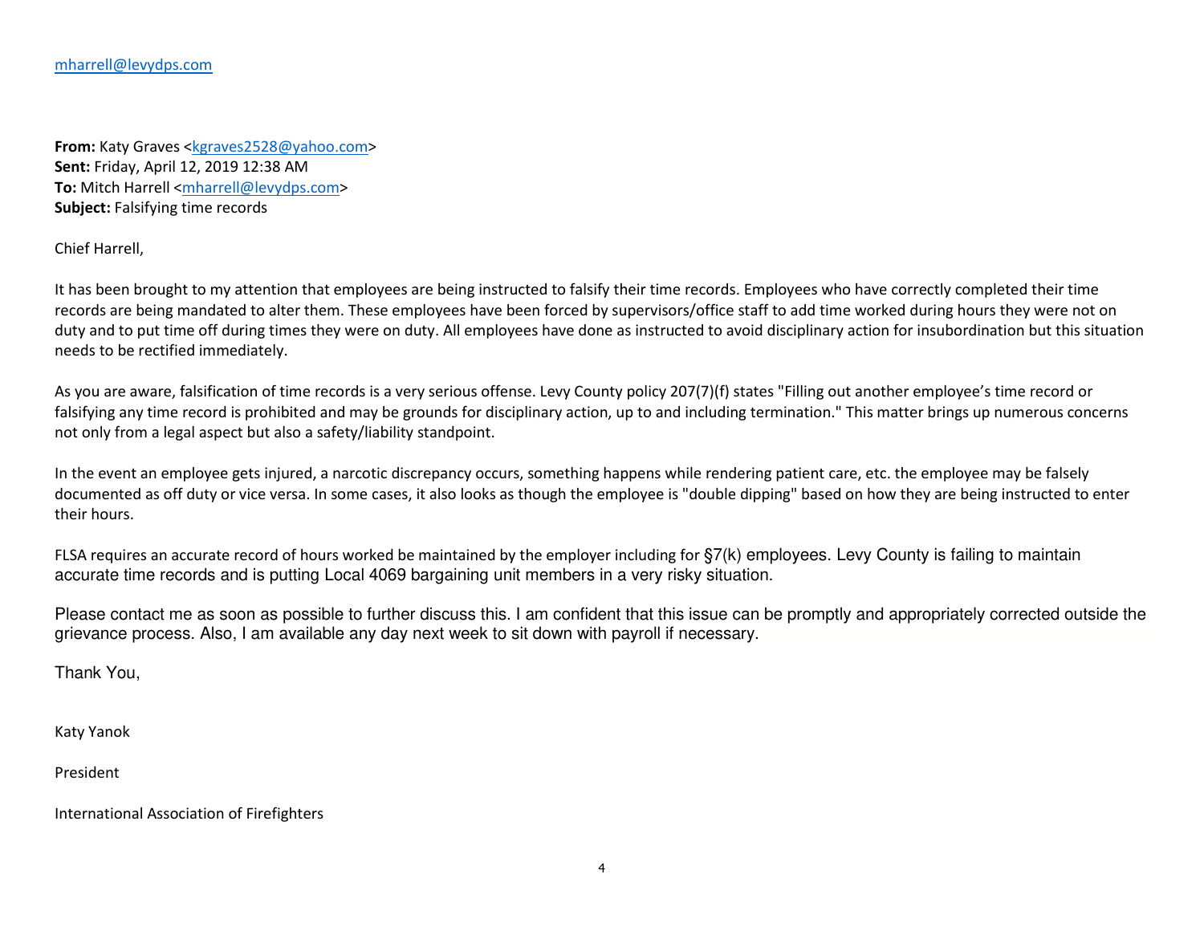mharrell@levydps.com

**From:** Katy Graves <kgraves2528@yahoo.com>
**Sent:** Friday, April 12, 2019 12:38 AM
**To:** Mitch Harrell <mharrell@levydps.com>
**Subject:** Falsifying time records

Chief Harrell,

It has been brought to my attention that employees are being instructed to falsify their time records. Employees who have correctly completed their time records are being mandated to alter them. These employees have been forced by supervisors/office staff to add time worked during hours they were not on duty and to put time off during times they were on duty. All employees have done as instructed to avoid disciplinary action for insubordination but this situation needs to be rectified immediately.

As you are aware, falsification of time records is a very serious offense. Levy County policy 207(7)(f) states "Filling out another employee's time record or falsifying any time record is prohibited and may be grounds for disciplinary action, up to and including termination." This matter brings up numerous concerns not only from a legal aspect but also a safety/liability standpoint.

In the event an employee gets injured, a narcotic discrepancy occurs, something happens while rendering patient care, etc. the employee may be falsely documented as off duty or vice versa. In some cases, it also looks as though the employee is "double dipping" based on how they are being instructed to enter their hours.

FLSA requires an accurate record of hours worked be maintained by the employer including for §7(k) employees. Levy County is failing to maintain accurate time records and is putting Local 4069 bargaining unit members in a very risky situation.

Please contact me as soon as possible to further discuss this. I am confident that this issue can be promptly and appropriately corrected outside the grievance process. Also, I am available any day next week to sit down with payroll if necessary.

Thank You,

Katy Yanok

President

International Association of Firefighters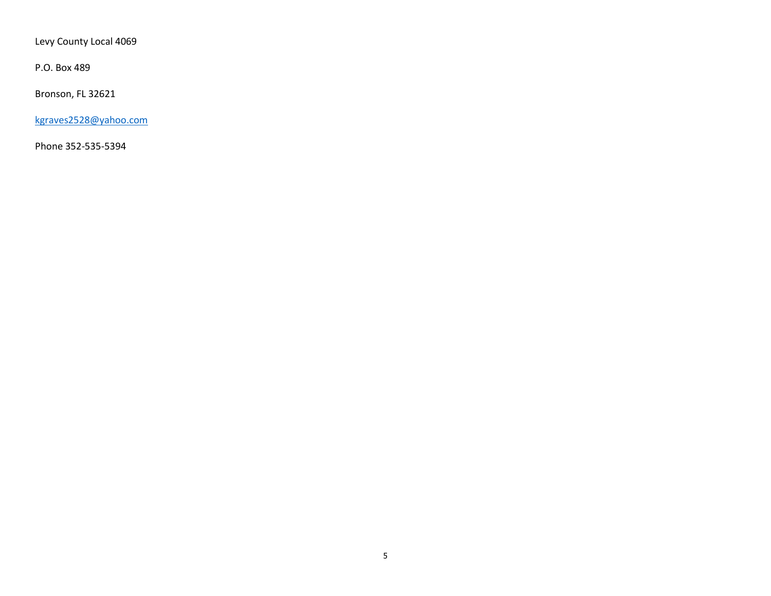Levy County Local 4069

P.O. Box 489

Bronson, FL 32621

kgraves2528@yahoo.com

Phone 352-535-5394